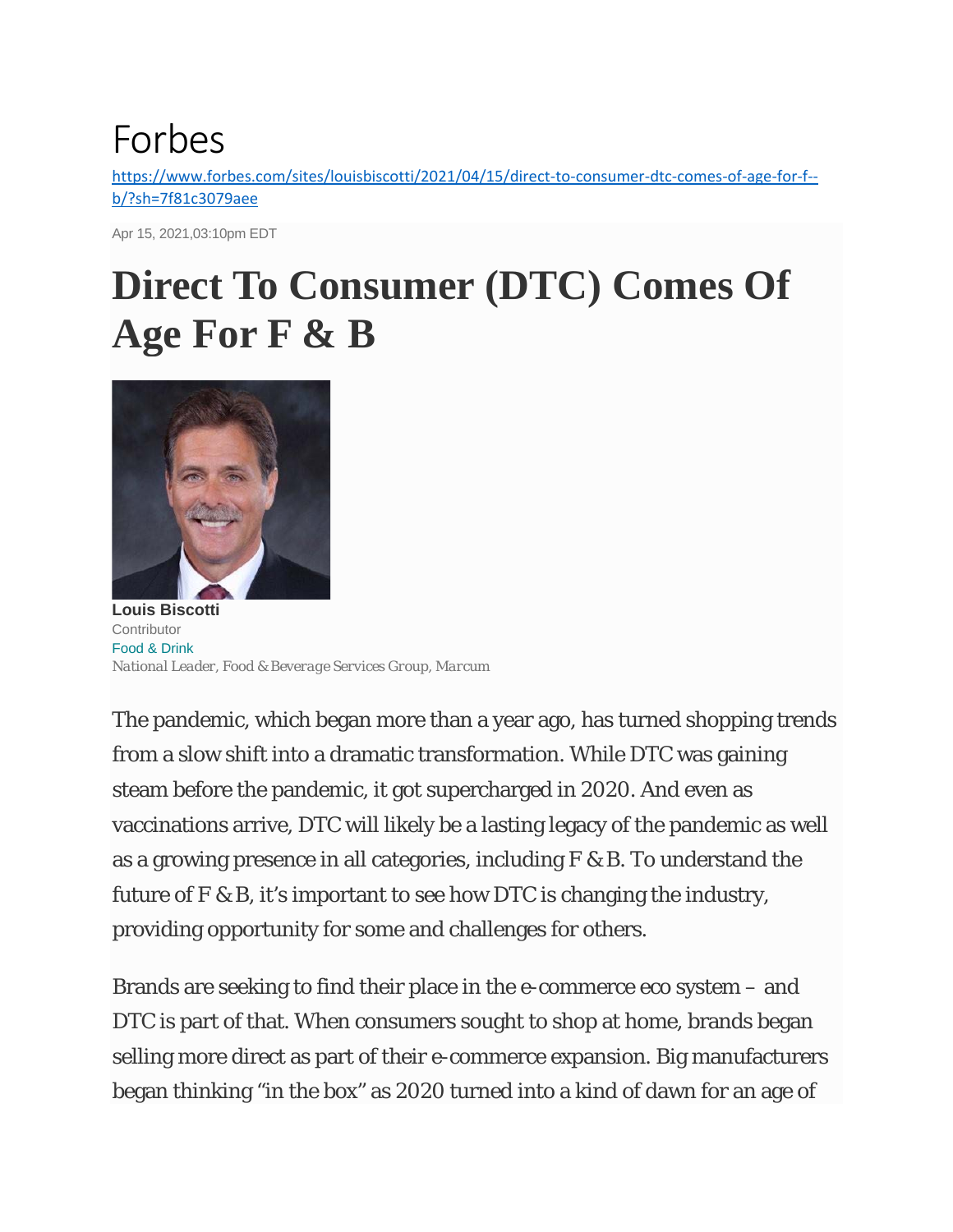Forbes

https://www.forbes.com/sites/louisbiscotti/2021/04/15/direct-to-consumer-dtc-comes-of-age-for-f--b/?sh=7f81c3079aee

Apr 15, 2021,03:10pm EDT

# Direct To Consumer (DTC) Comes Of Age For F & B

**Louis Biscotti**
Contributor
Food & Drink
*National Leader, Food & Beverage Services Group, Marcum*

The pandemic, which began more than a year ago, has turned shopping trends from a slow shift into a dramatic transformation. While DTC was gaining steam before the pandemic, it got supercharged in 2020. And even as vaccinations arrive, DTC will likely be a lasting legacy of the pandemic as well as a growing presence in all categories, including F & B. To understand the future of F & B, it's important to see how DTC is changing the industry, providing opportunity for some and challenges for others.

Brands are seeking to find their place in the e-commerce eco system – and DTC is part of that. When consumers sought to shop at home, brands began selling more direct as part of their e-commerce expansion. Big manufacturers began thinking "in the box" as 2020 turned into a kind of dawn for an age of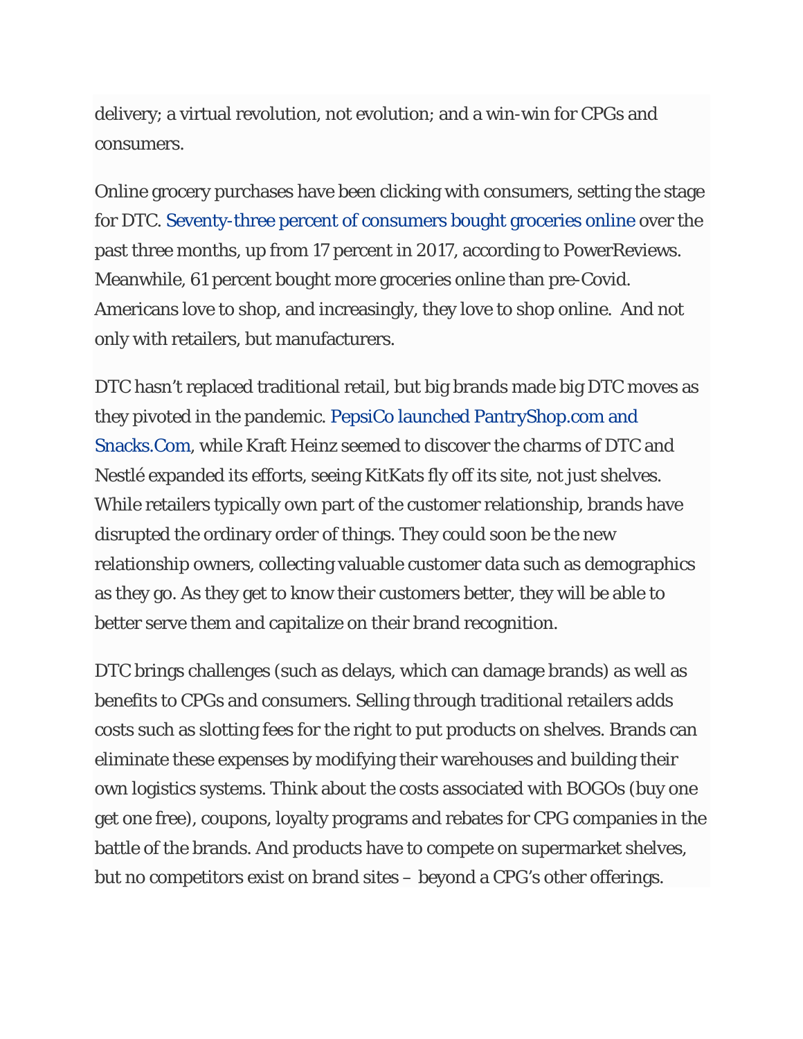delivery; a virtual revolution, not evolution; and a win-win for CPGs and consumers.

Online grocery purchases have been clicking with consumers, setting the stage for DTC. Seventy-three percent of consumers bought groceries online over the past three months, up from 17 percent in 2017, according to PowerReviews. Meanwhile, 61 percent bought more groceries online than pre-Covid. Americans love to shop, and increasingly, they love to shop online. And not only with retailers, but manufacturers.

DTC hasn't replaced traditional retail, but big brands made big DTC moves as they pivoted in the pandemic. PepsiCo launched PantryShop.com and Snacks.Com, while Kraft Heinz seemed to discover the charms of DTC and Nestlé expanded its efforts, seeing KitKats fly off its site, not just shelves. While retailers typically own part of the customer relationship, brands have disrupted the ordinary order of things. They could soon be the new relationship owners, collecting valuable customer data such as demographics as they go. As they get to know their customers better, they will be able to better serve them and capitalize on their brand recognition.

DTC brings challenges (such as delays, which can damage brands) as well as benefits to CPGs and consumers. Selling through traditional retailers adds costs such as slotting fees for the right to put products on shelves. Brands can eliminate these expenses by modifying their warehouses and building their own logistics systems. Think about the costs associated with BOGOs (buy one get one free), coupons, loyalty programs and rebates for CPG companies in the battle of the brands. And products have to compete on supermarket shelves, but no competitors exist on brand sites – beyond a CPG's other offerings.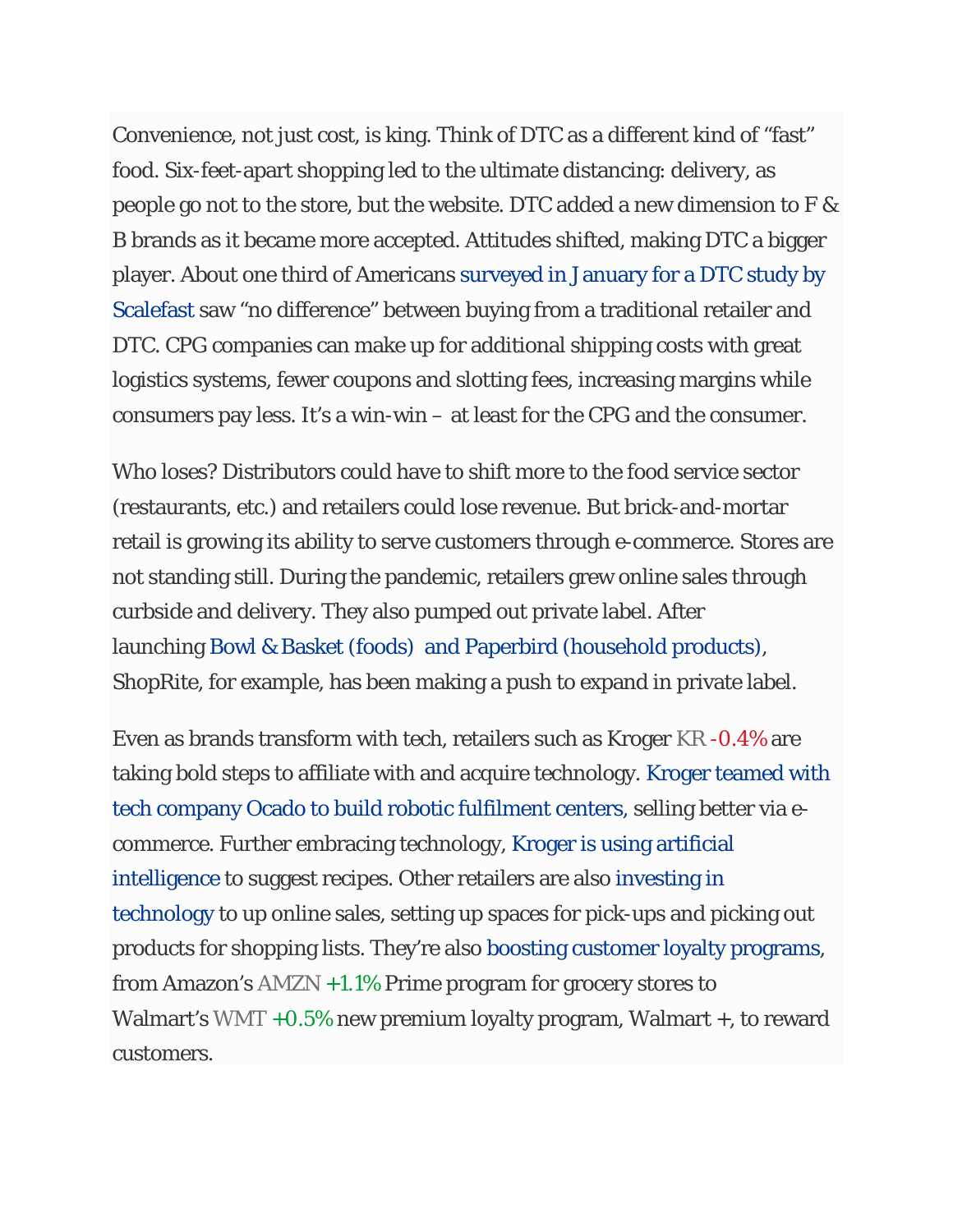Convenience, not just cost, is king. Think of DTC as a different kind of "fast" food. Six-feet-apart shopping led to the ultimate distancing: delivery, as people go not to the store, but the website. DTC added a new dimension to F & B brands as it became more accepted. Attitudes shifted, making DTC a bigger player. About one third of Americans surveyed in January for a DTC study by Scalefast saw "no difference" between buying from a traditional retailer and DTC. CPG companies can make up for additional shipping costs with great logistics systems, fewer coupons and slotting fees, increasing margins while consumers pay less. It's a win-win – at least for the CPG and the consumer.

Who loses? Distributors could have to shift more to the food service sector (restaurants, etc.) and retailers could lose revenue. But brick-and-mortar retail is growing its ability to serve customers through e-commerce. Stores are not standing still. During the pandemic, retailers grew online sales through curbside and delivery. They also pumped out private label. After launching Bowl & Basket (foods) and Paperbird (household products), ShopRite, for example, has been making a push to expand in private label.

Even as brands transform with tech, retailers such as Kroger KR -0.4% are taking bold steps to affiliate with and acquire technology. Kroger teamed with tech company Ocado to build robotic fulfilment centers, selling better via e-commerce. Further embracing technology, Kroger is using artificial intelligence to suggest recipes. Other retailers are also investing in technology to up online sales, setting up spaces for pick-ups and picking out products for shopping lists. They're also boosting customer loyalty programs, from Amazon's AMZN +1.1% Prime program for grocery stores to Walmart's WMT +0.5% new premium loyalty program, Walmart +, to reward customers.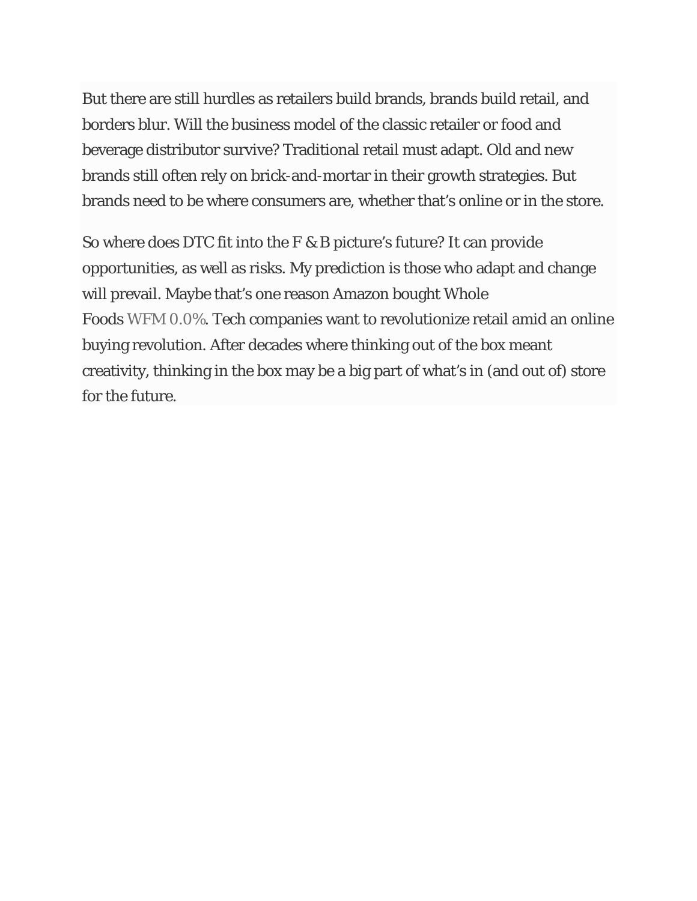But there are still hurdles as retailers build brands, brands build retail, and borders blur. Will the business model of the classic retailer or food and beverage distributor survive? Traditional retail must adapt. Old and new brands still often rely on brick-and-mortar in their growth strategies. But brands need to be where consumers are, whether that's online or in the store.

So where does DTC fit into the F & B picture's future? It can provide opportunities, as well as risks. My prediction is those who adapt and change will prevail. Maybe that's one reason Amazon bought Whole Foods WFM 0.0%. Tech companies want to revolutionize retail amid an online buying revolution. After decades where thinking out of the box meant creativity, thinking in the box may be a big part of what's in (and out of) store for the future.